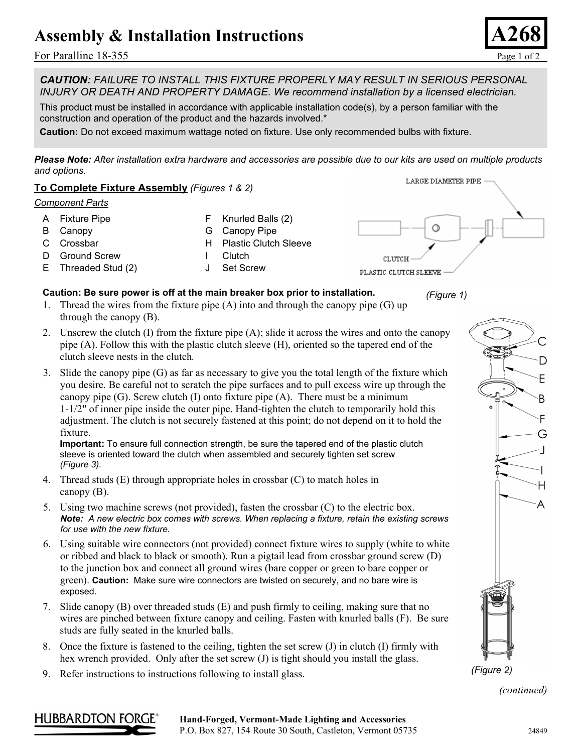# Assembly & Installation Instructions

**A268**

For Paralline 18-355

***CAUTION:*** *FAILURE TO INSTALL THIS FIXTURE PROPERLY MAY RESULT IN SERIOUS PERSONAL INJURY OR DEATH AND PROPERTY DAMAGE. We recommend installation by a licensed electrician.*

This product must be installed in accordance with applicable installation code(s), by a person familiar with the construction and operation of the product and the hazards involved.*

**Caution:** Do not exceed maximum wattage noted on fixture. Use only recommended bulbs with fixture.

***Please Note:*** *After installation extra hardware and accessories are possible due to our kits are used on multiple products and options.*

## To Complete Fixture Assembly *(Figures 1 & 2)*

*Component Parts*

- A Fixture Pipe
- B Canopy
- C Crossbar
- D Ground Screw
- E Threaded Stud (2)
- F Knurled Balls (2)
- G Canopy Pipe
- H Plastic Clutch Sleeve
- I Clutch
- J Set Screw

LARGE DIAMETER PIPE

CLUTCH

PLASTIC CLUTCH SLEEVE

*(Figure 1)*

**Caution: Be sure power is off at the main breaker box prior to installation.**

1. Thread the wires from the fixture pipe (A) into and through the canopy pipe (G) up through the canopy (B).
2. Unscrew the clutch (I) from the fixture pipe (A); slide it across the wires and onto the canopy pipe (A). Follow this with the plastic clutch sleeve (H), oriented so the tapered end of the clutch sleeve nests in the clutch.
3. Slide the canopy pipe (G) as far as necessary to give you the total length of the fixture which you desire. Be careful not to scratch the pipe surfaces and to pull excess wire up through the canopy pipe (G). Screw clutch (I) onto fixture pipe (A). There must be a minimum 1-1/2" of inner pipe inside the outer pipe. Hand-tighten the clutch to temporarily hold this adjustment. The clutch is not securely fastened at this point; do not depend on it to hold the fixture.
   **Important:** To ensure full connection strength, be sure the tapered end of the plastic clutch sleeve is oriented toward the clutch when assembled and securely tighten set screw *(Figure 3).*
4. Thread studs (E) through appropriate holes in crossbar (C) to match holes in canopy (B).
5. Using two machine screws (not provided), fasten the crossbar (C) to the electric box.
   ***Note:*** *A new electric box comes with screws. When replacing a fixture, retain the existing screws for use with the new fixture.*
6. Using suitable wire connectors (not provided) connect fixture wires to supply (white to white or ribbed and black to black or smooth). Run a pigtail lead from crossbar ground screw (D) to the junction box and connect all ground wires (bare copper or green to bare copper or green). **Caution:** Make sure wire connectors are twisted on securely, and no bare wire is exposed.
7. Slide canopy (B) over threaded studs (E) and push firmly to ceiling, making sure that no wires are pinched between fixture canopy and ceiling. Fasten with knurled balls (F). Be sure studs are fully seated in the knurled balls.
8. Once the fixture is fastened to the ceiling, tighten the set screw (J) in clutch (I) firmly with hex wrench provided. Only after the set screw (J) is tight should you install the glass.
9. Refer instructions to instructions following to install glass.

C D E B F G J I H A

*(Figure 2)*

*(continued)*

HUBBARDTON FORGE®

**Hand-Forged, Vermont-Made Lighting and Accessories**
P.O. Box 827, 154 Route 30 South, Castleton, Vermont 05735

24849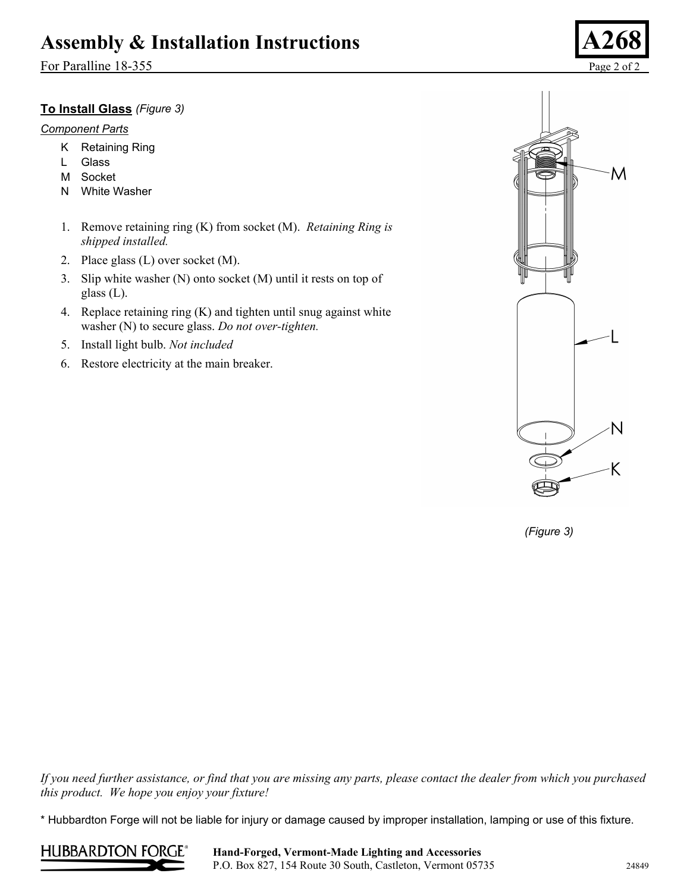## **To Install Glass** *(Figure 3)*

*Component Parts*

- K Retaining Ring
- L Glass
- M Socket
- N White Washer

1. Remove retaining ring (K) from socket (M). *Retaining Ring is shipped installed.*
2. Place glass (L) over socket (M).
3. Slip white washer (N) onto socket (M) until it rests on top of glass (L).
4. Replace retaining ring (K) and tighten until snug against white washer (N) to secure glass. *Do not over-tighten.*
5. Install light bulb. *Not included*
6. Restore electricity at the main breaker.

M

L

N

K

*(Figure 3)*

*If you need further assistance, or find that you are missing any parts, please contact the dealer from which you purchased this product. We hope you enjoy your fixture!*

* Hubbardton Forge will not be liable for injury or damage caused by improper installation, lamping or use of this fixture.

HUBBARDTON FORGE®

**Hand-Forged, Vermont-Made Lighting and Accessories**
P.O. Box 827, 154 Route 30 South, Castleton, Vermont 05735

24849